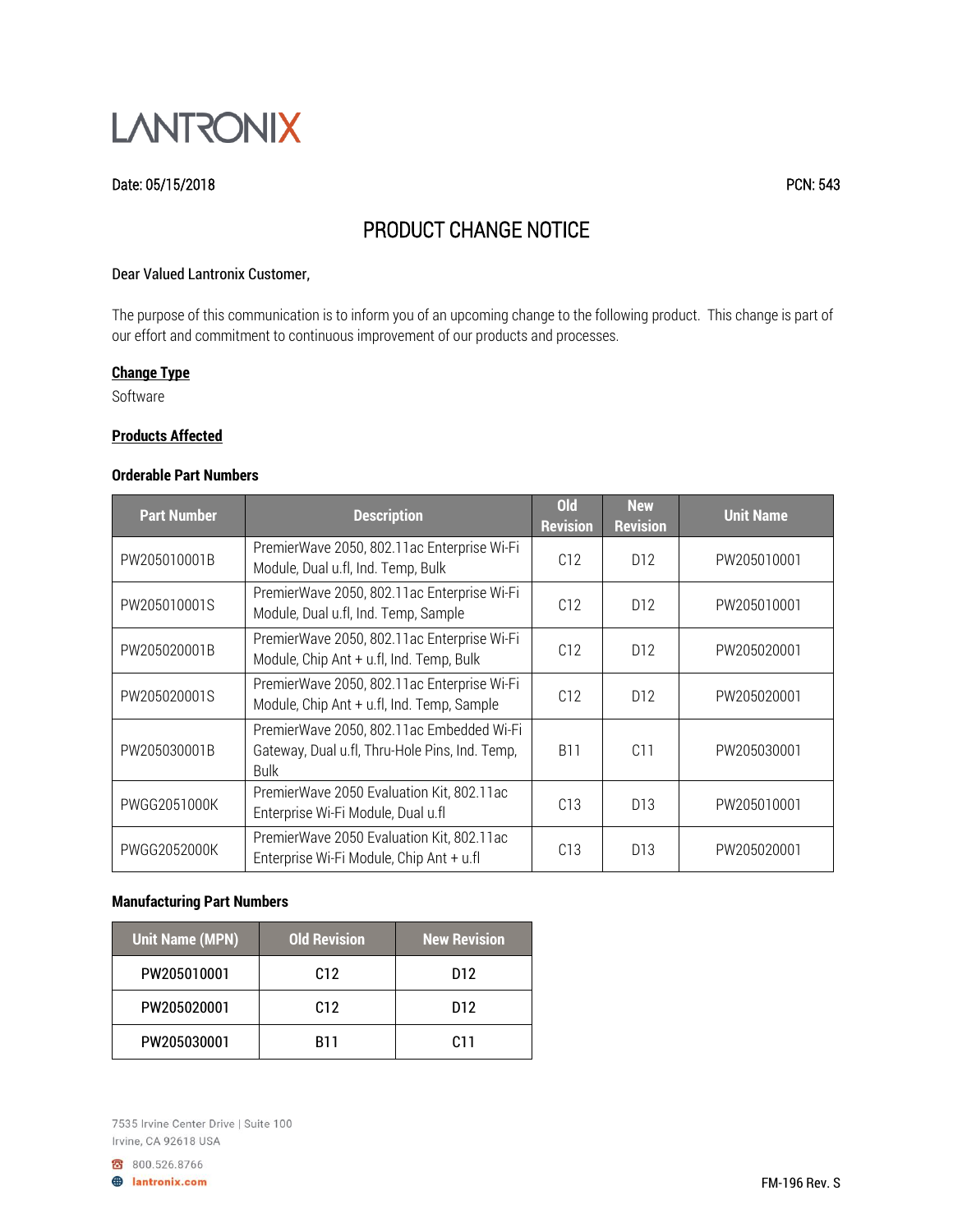LANTRONIX

Date: 05/15/2018 PCN: 543

# PRODUCT CHANGE NOTICE

Dear Valued Lantronix Customer,

The purpose of this communication is to inform you of an upcoming change to the following product. This change is part of our effort and commitment to continuous improvement of our products and processes.

**Change Type**

Software

**Products Affected**

**Orderable Part Numbers**

| Part Number | Description | Old Revision | New Revision | Unit Name |
|---|---|---|---|---|
| PW205010001B | PremierWave 2050, 802.11ac Enterprise Wi-Fi Module, Dual u.fl, Ind. Temp, Bulk | C12 | D12 | PW205010001 |
| PW205010001S | PremierWave 2050, 802.11ac Enterprise Wi-Fi Module, Dual u.fl, Ind. Temp, Sample | C12 | D12 | PW205010001 |
| PW205020001B | PremierWave 2050, 802.11ac Enterprise Wi-Fi Module, Chip Ant + u.fl, Ind. Temp, Bulk | C12 | D12 | PW205020001 |
| PW205020001S | PremierWave 2050, 802.11ac Enterprise Wi-Fi Module, Chip Ant + u.fl, Ind. Temp, Sample | C12 | D12 | PW205020001 |
| PW205030001B | PremierWave 2050, 802.11ac Embedded Wi-Fi Gateway, Dual u.fl, Thru-Hole Pins, Ind. Temp, Bulk | B11 | C11 | PW205030001 |
| PWGG2051000K | PremierWave 2050 Evaluation Kit, 802.11ac Enterprise Wi-Fi Module, Dual u.fl | C13 | D13 | PW205010001 |
| PWGG2052000K | PremierWave 2050 Evaluation Kit, 802.11ac Enterprise Wi-Fi Module, Chip Ant + u.fl | C13 | D13 | PW205020001 |

**Manufacturing Part Numbers**

| Unit Name (MPN) | Old Revision | New Revision |
|---|---|---|
| PW205010001 | C12 | D12 |
| PW205020001 | C12 | D12 |
| PW205030001 | B11 | C11 |

7535 Irvine Center Drive | Suite 100
Irvine, CA 92618 USA

800.526.8766
lantronix.com

FM-196 Rev. S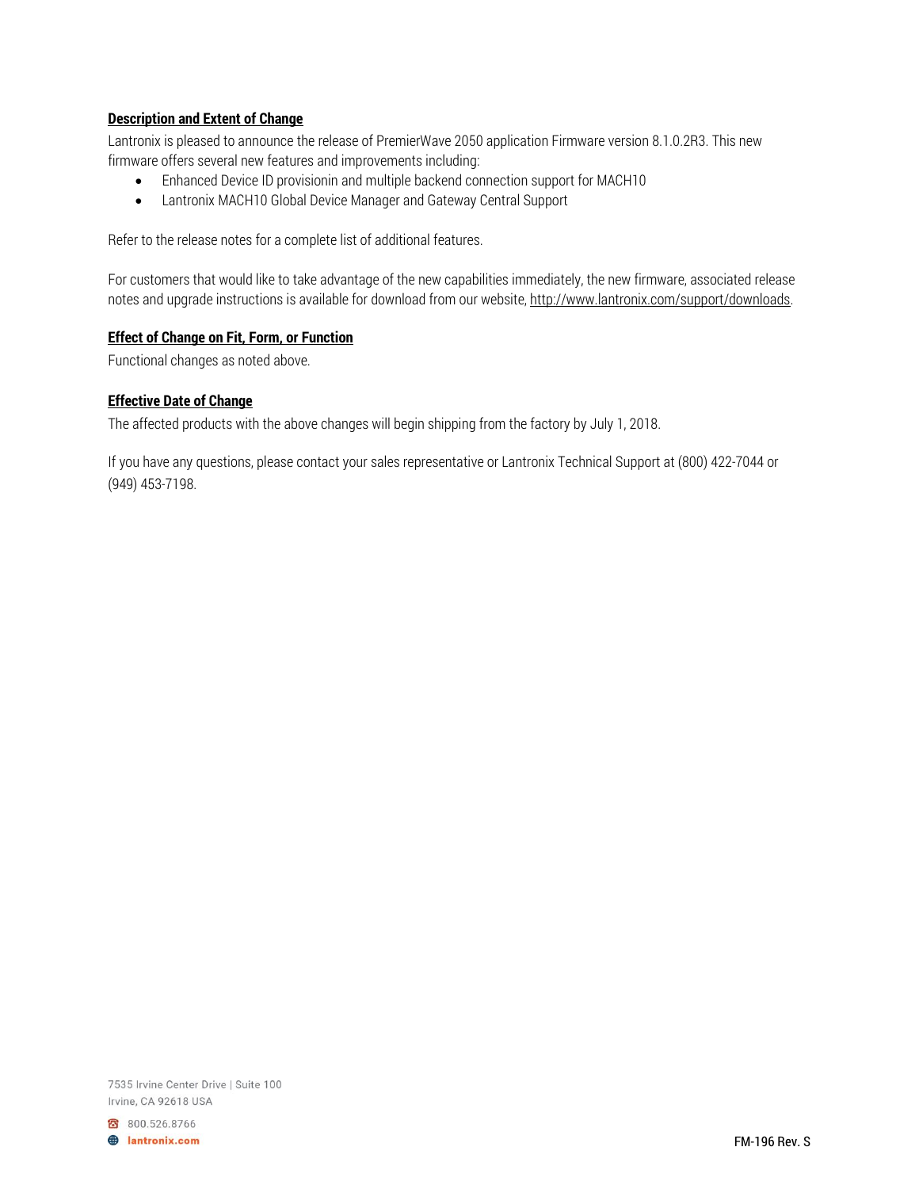**Description and Extent of Change**

Lantronix is pleased to announce the release of PremierWave 2050 application Firmware version 8.1.0.2R3. This new firmware offers several new features and improvements including:

- Enhanced Device ID provisionin and multiple backend connection support for MACH10
- Lantronix MACH10 Global Device Manager and Gateway Central Support

Refer to the release notes for a complete list of additional features.

For customers that would like to take advantage of the new capabilities immediately, the new firmware, associated release notes and upgrade instructions is available for download from our website, http://www.lantronix.com/support/downloads.

**Effect of Change on Fit, Form, or Function**

Functional changes as noted above.

**Effective Date of Change**

The affected products with the above changes will begin shipping from the factory by July 1, 2018.

If you have any questions, please contact your sales representative or Lantronix Technical Support at (800) 422-7044 or (949) 453-7198.